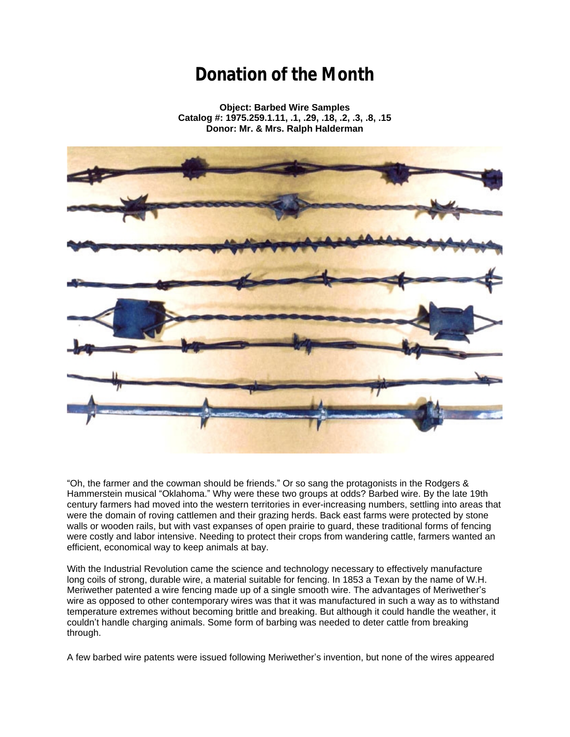# Donation of the Month

**Object: Barbed Wire Samples**
**Catalog #: 1975.259.1.11, .1, .29, .18, .2, .3, .8, .15**
**Donor: Mr. & Mrs. Ralph Halderman**

"Oh, the farmer and the cowman should be friends." Or so sang the protagonists in the Rodgers & Hammerstein musical "Oklahoma." Why were these two groups at odds? Barbed wire. By the late 19th century farmers had moved into the western territories in ever-increasing numbers, settling into areas that were the domain of roving cattlemen and their grazing herds. Back east farms were protected by stone walls or wooden rails, but with vast expanses of open prairie to guard, these traditional forms of fencing were costly and labor intensive. Needing to protect their crops from wandering cattle, farmers wanted an efficient, economical way to keep animals at bay.

With the Industrial Revolution came the science and technology necessary to effectively manufacture long coils of strong, durable wire, a material suitable for fencing. In 1853 a Texan by the name of W.H. Meriwether patented a wire fencing made up of a single smooth wire. The advantages of Meriwether's wire as opposed to other contemporary wires was that it was manufactured in such a way as to withstand temperature extremes without becoming brittle and breaking. But although it could handle the weather, it couldn't handle charging animals. Some form of barbing was needed to deter cattle from breaking through.

A few barbed wire patents were issued following Meriwether's invention, but none of the wires appeared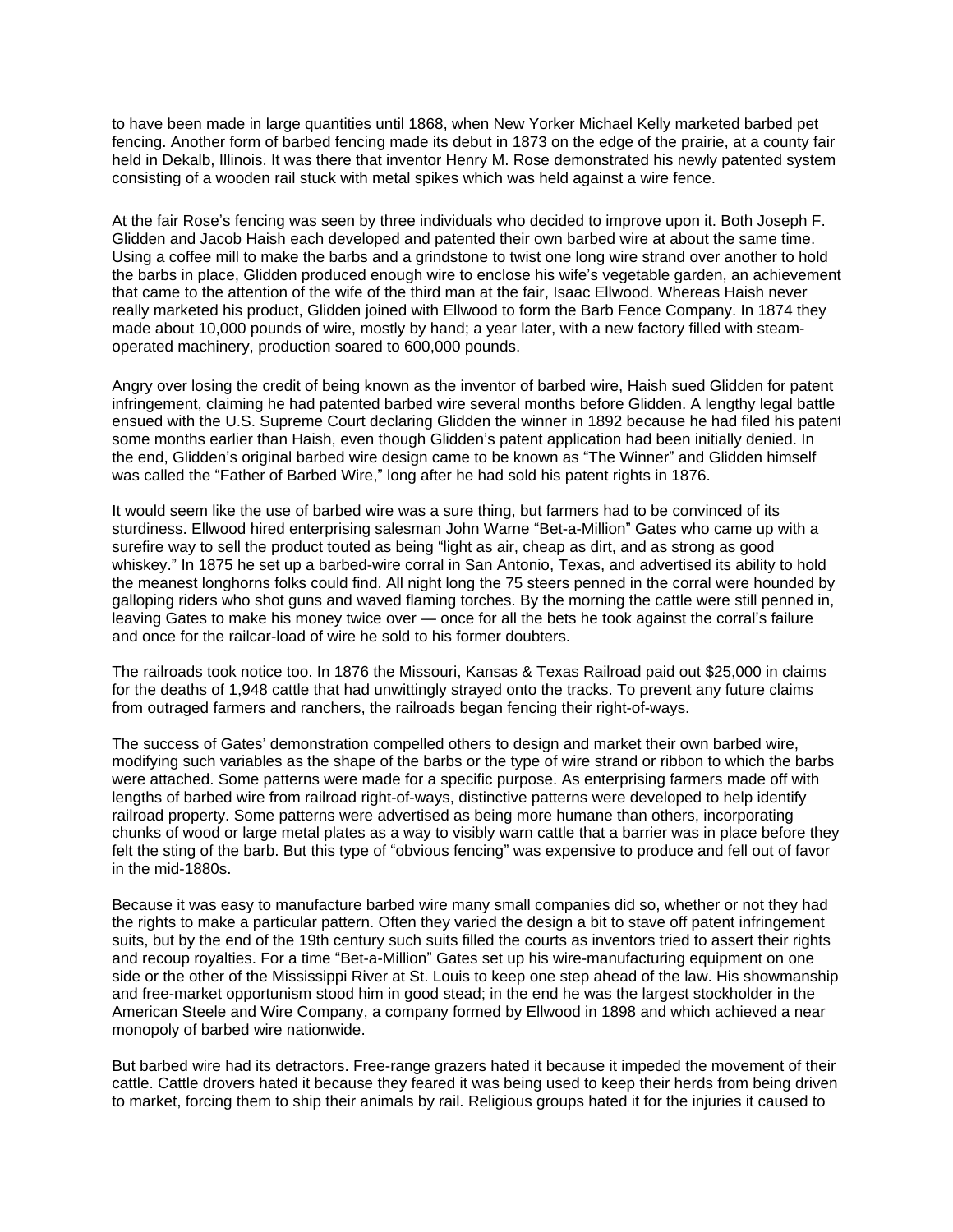to have been made in large quantities until 1868, when New Yorker Michael Kelly marketed barbed pet fencing. Another form of barbed fencing made its debut in 1873 on the edge of the prairie, at a county fair held in Dekalb, Illinois. It was there that inventor Henry M. Rose demonstrated his newly patented system consisting of a wooden rail stuck with metal spikes which was held against a wire fence.

At the fair Rose's fencing was seen by three individuals who decided to improve upon it. Both Joseph F. Glidden and Jacob Haish each developed and patented their own barbed wire at about the same time. Using a coffee mill to make the barbs and a grindstone to twist one long wire strand over another to hold the barbs in place, Glidden produced enough wire to enclose his wife's vegetable garden, an achievement that came to the attention of the wife of the third man at the fair, Isaac Ellwood. Whereas Haish never really marketed his product, Glidden joined with Ellwood to form the Barb Fence Company. In 1874 they made about 10,000 pounds of wire, mostly by hand; a year later, with a new factory filled with steam-operated machinery, production soared to 600,000 pounds.

Angry over losing the credit of being known as the inventor of barbed wire, Haish sued Glidden for patent infringement, claiming he had patented barbed wire several months before Glidden. A lengthy legal battle ensued with the U.S. Supreme Court declaring Glidden the winner in 1892 because he had filed his patent some months earlier than Haish, even though Glidden's patent application had been initially denied. In the end, Glidden's original barbed wire design came to be known as "The Winner" and Glidden himself was called the "Father of Barbed Wire," long after he had sold his patent rights in 1876.

It would seem like the use of barbed wire was a sure thing, but farmers had to be convinced of its sturdiness. Ellwood hired enterprising salesman John Warne "Bet-a-Million" Gates who came up with a surefire way to sell the product touted as being "light as air, cheap as dirt, and as strong as good whiskey." In 1875 he set up a barbed-wire corral in San Antonio, Texas, and advertised its ability to hold the meanest longhorns folks could find. All night long the 75 steers penned in the corral were hounded by galloping riders who shot guns and waved flaming torches. By the morning the cattle were still penned in, leaving Gates to make his money twice over — once for all the bets he took against the corral's failure and once for the railcar-load of wire he sold to his former doubters.

The railroads took notice too. In 1876 the Missouri, Kansas & Texas Railroad paid out $25,000 in claims for the deaths of 1,948 cattle that had unwittingly strayed onto the tracks. To prevent any future claims from outraged farmers and ranchers, the railroads began fencing their right-of-ways.

The success of Gates' demonstration compelled others to design and market their own barbed wire, modifying such variables as the shape of the barbs or the type of wire strand or ribbon to which the barbs were attached. Some patterns were made for a specific purpose. As enterprising farmers made off with lengths of barbed wire from railroad right-of-ways, distinctive patterns were developed to help identify railroad property. Some patterns were advertised as being more humane than others, incorporating chunks of wood or large metal plates as a way to visibly warn cattle that a barrier was in place before they felt the sting of the barb. But this type of "obvious fencing" was expensive to produce and fell out of favor in the mid-1880s.

Because it was easy to manufacture barbed wire many small companies did so, whether or not they had the rights to make a particular pattern. Often they varied the design a bit to stave off patent infringement suits, but by the end of the 19th century such suits filled the courts as inventors tried to assert their rights and recoup royalties. For a time "Bet-a-Million" Gates set up his wire-manufacturing equipment on one side or the other of the Mississippi River at St. Louis to keep one step ahead of the law. His showmanship and free-market opportunism stood him in good stead; in the end he was the largest stockholder in the American Steele and Wire Company, a company formed by Ellwood in 1898 and which achieved a near monopoly of barbed wire nationwide.

But barbed wire had its detractors. Free-range grazers hated it because it impeded the movement of their cattle. Cattle drovers hated it because they feared it was being used to keep their herds from being driven to market, forcing them to ship their animals by rail. Religious groups hated it for the injuries it caused to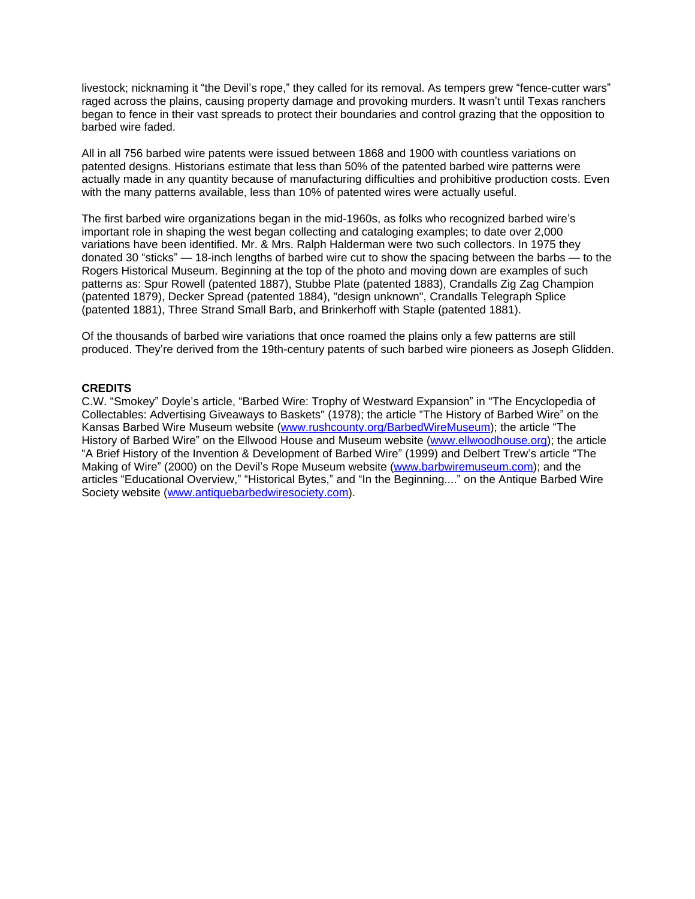livestock; nicknaming it "the Devil's rope," they called for its removal. As tempers grew "fence-cutter wars" raged across the plains, causing property damage and provoking murders. It wasn't until Texas ranchers began to fence in their vast spreads to protect their boundaries and control grazing that the opposition to barbed wire faded.

All in all 756 barbed wire patents were issued between 1868 and 1900 with countless variations on patented designs. Historians estimate that less than 50% of the patented barbed wire patterns were actually made in any quantity because of manufacturing difficulties and prohibitive production costs. Even with the many patterns available, less than 10% of patented wires were actually useful.

The first barbed wire organizations began in the mid-1960s, as folks who recognized barbed wire's important role in shaping the west began collecting and cataloging examples; to date over 2,000 variations have been identified. Mr. & Mrs. Ralph Halderman were two such collectors. In 1975 they donated 30 "sticks" — 18-inch lengths of barbed wire cut to show the spacing between the barbs — to the Rogers Historical Museum. Beginning at the top of the photo and moving down are examples of such patterns as: Spur Rowell (patented 1887), Stubbe Plate (patented 1883), Crandalls Zig Zag Champion (patented 1879), Decker Spread (patented 1884), "design unknown", Crandalls Telegraph Splice (patented 1881), Three Strand Small Barb, and Brinkerhoff with Staple (patented 1881).

Of the thousands of barbed wire variations that once roamed the plains only a few patterns are still produced. They're derived from the 19th-century patents of such barbed wire pioneers as Joseph Glidden.

**CREDITS**
C.W. "Smokey" Doyle's article, "Barbed Wire: Trophy of Westward Expansion" in "The Encyclopedia of Collectables: Advertising Giveaways to Baskets" (1978); the article "The History of Barbed Wire" on the Kansas Barbed Wire Museum website (www.rushcounty.org/BarbedWireMuseum); the article "The History of Barbed Wire" on the Ellwood House and Museum website (www.ellwoodhouse.org); the article "A Brief History of the Invention & Development of Barbed Wire" (1999) and Delbert Trew's article "The Making of Wire" (2000) on the Devil's Rope Museum website (www.barbwiremuseum.com); and the articles "Educational Overview," "Historical Bytes," and "In the Beginning...." on the Antique Barbed Wire Society website (www.antiquebarbedwiresociety.com).